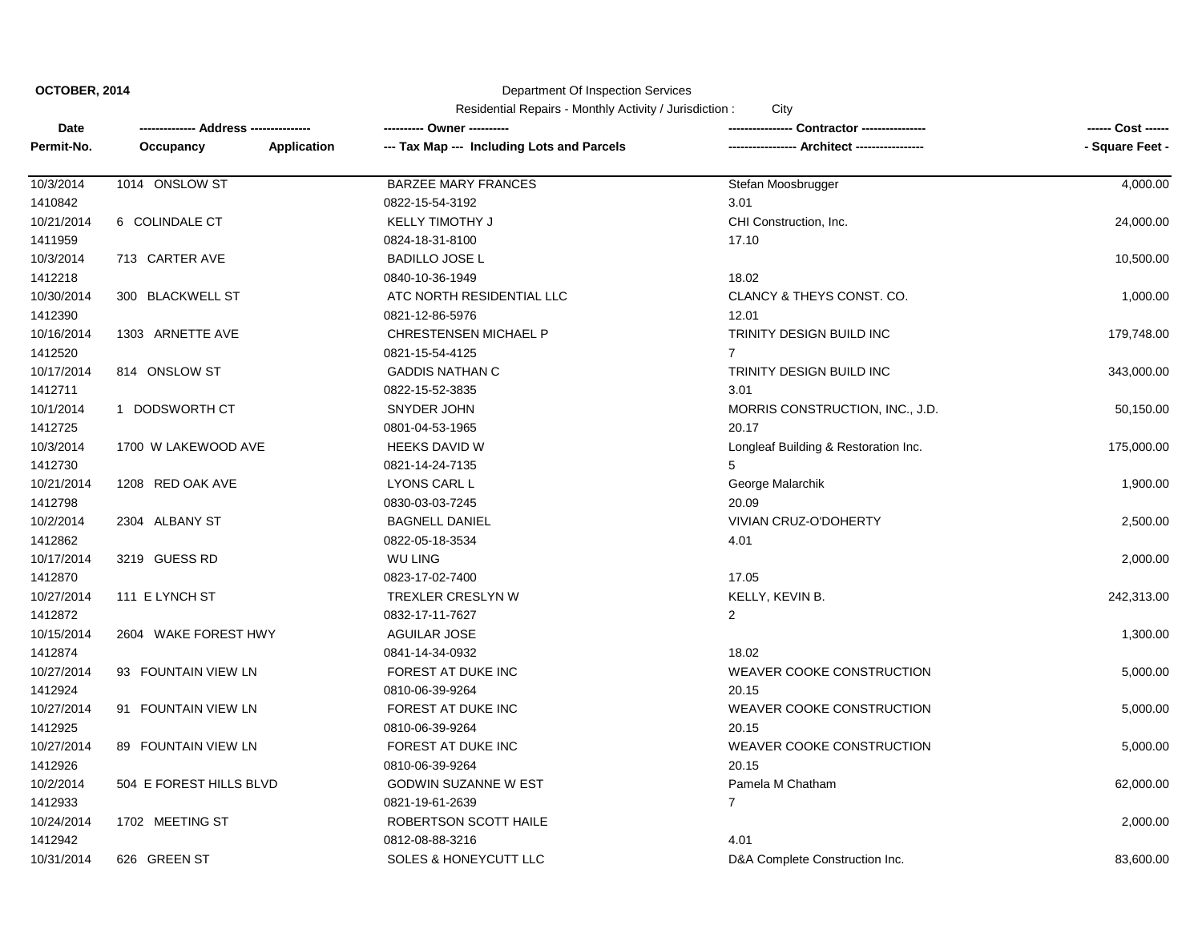**OCTOBER, 2014**

Department Of Inspection Services

Residential Repairs - Monthly Activity / Jurisdiction : City

| Date<br>Permit-No. | ------------- Address --------------<br>Occupancy Application | ---------- Owner ----------<br>--- Tax Map --- Including Lots and Parcels | --------------- Contractor ----------------<br>---------------- Architect ----------------- | ------ Cost ------<br>- Square Feet - |
|---|---|---|---|---|
| 10/3/2014<br>1410842 | 1014 ONSLOW ST | BARZEE MARY FRANCES<br>0822-15-54-3192 | Stefan Moosbrugger<br>3.01 | 4,000.00 |
| 10/21/2014<br>1411959 | 6 COLINDALE CT | KELLY TIMOTHY J<br>0824-18-31-8100 | CHI Construction, Inc.<br>17.10 | 24,000.00 |
| 10/3/2014<br>1412218 | 713 CARTER AVE | BADILLO JOSE L<br>0840-10-36-1949 | <br>18.02 | 10,500.00 |
| 10/30/2014<br>1412390 | 300 BLACKWELL ST | ATC NORTH RESIDENTIAL LLC<br>0821-12-86-5976 | CLANCY & THEYS CONST. CO.<br>12.01 | 1,000.00 |
| 10/16/2014<br>1412520 | 1303 ARNETTE AVE | CHRESTENSEN MICHAEL P<br>0821-15-54-4125 | TRINITY DESIGN BUILD INC<br>7 | 179,748.00 |
| 10/17/2014<br>1412711 | 814 ONSLOW ST | GADDIS NATHAN C<br>0822-15-52-3835 | TRINITY DESIGN BUILD INC<br>3.01 | 343,000.00 |
| 10/1/2014<br>1412725 | 1 DODSWORTH CT | SNYDER JOHN<br>0801-04-53-1965 | MORRIS CONSTRUCTION, INC., J.D.<br>20.17 | 50,150.00 |
| 10/3/2014<br>1412730 | 1700 W LAKEWOOD AVE | HEEKS DAVID W<br>0821-14-24-7135 | Longleaf Building & Restoration Inc.<br>5 | 175,000.00 |
| 10/21/2014<br>1412798 | 1208 RED OAK AVE | LYONS CARL L<br>0830-03-03-7245 | George Malarchik<br>20.09 | 1,900.00 |
| 10/2/2014<br>1412862 | 2304 ALBANY ST | BAGNELL DANIEL<br>0822-05-18-3534 | VIVIAN CRUZ-O'DOHERTY<br>4.01 | 2,500.00 |
| 10/17/2014<br>1412870 | 3219 GUESS RD | WU LING<br>0823-17-02-7400 | <br>17.05 | 2,000.00 |
| 10/27/2014<br>1412872 | 111 E LYNCH ST | TREXLER CRESLYN W<br>0832-17-11-7627 | KELLY, KEVIN B.<br>2 | 242,313.00 |
| 10/15/2014<br>1412874 | 2604 WAKE FOREST HWY | AGUILAR JOSE<br>0841-14-34-0932 | <br>18.02 | 1,300.00 |
| 10/27/2014<br>1412924 | 93 FOUNTAIN VIEW LN | FOREST AT DUKE INC<br>0810-06-39-9264 | WEAVER COOKE CONSTRUCTION<br>20.15 | 5,000.00 |
| 10/27/2014<br>1412925 | 91 FOUNTAIN VIEW LN | FOREST AT DUKE INC<br>0810-06-39-9264 | WEAVER COOKE CONSTRUCTION<br>20.15 | 5,000.00 |
| 10/27/2014<br>1412926 | 89 FOUNTAIN VIEW LN | FOREST AT DUKE INC<br>0810-06-39-9264 | WEAVER COOKE CONSTRUCTION<br>20.15 | 5,000.00 |
| 10/2/2014<br>1412933 | 504 E FOREST HILLS BLVD | GODWIN SUZANNE W EST<br>0821-19-61-2639 | Pamela M Chatham<br>7 | 62,000.00 |
| 10/24/2014<br>1412942 | 1702 MEETING ST | ROBERTSON SCOTT HAILE<br>0812-08-88-3216 | <br>4.01 | 2,000.00 |
| 10/31/2014 | 626 GREEN ST | SOLES & HONEYCUTT LLC | D&A Complete Construction Inc. | 83,600.00 |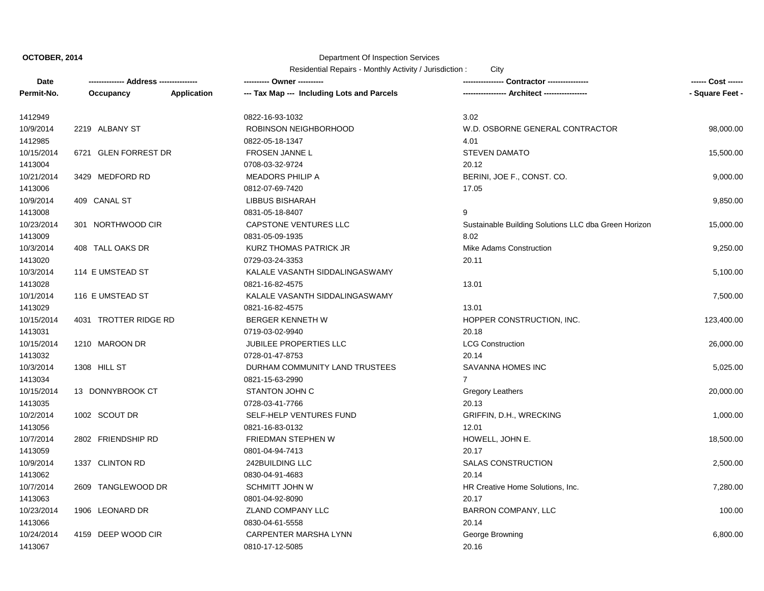**OCTOBER, 2014**

Department Of Inspection Services

Residential Repairs - Monthly Activity / Jurisdiction : City

| Date / Permit-No. | Address / Occupancy | Application | Owner / Tax Map (Including Lots and Parcels) | Contractor / Architect | Cost / Square Feet |
|---|---|---|---|---|---|
| 1412949 | | | 0822-16-93-1032 | 3.02 | |
| 10/9/2014 | 2219 ALBANY ST | | ROBINSON NEIGHBORHOOD | W.D. OSBORNE GENERAL CONTRACTOR | 98,000.00 |
| 1412985 | | | 0822-05-18-1347 | 4.01 | |
| 10/15/2014 | 6721 GLEN FORREST DR | | FROSEN JANNE L | STEVEN DAMATO | 15,500.00 |
| 1413004 | | | 0708-03-32-9724 | 20.12 | |
| 10/21/2014 | 3429 MEDFORD RD | | MEADORS PHILIP A | BERINI, JOE F., CONST. CO. | 9,000.00 |
| 1413006 | | | 0812-07-69-7420 | 17.05 | |
| 10/9/2014 | 409 CANAL ST | | LIBBUS BISHARAH | | 9,850.00 |
| 1413008 | | | 0831-05-18-8407 | 9 | |
| 10/23/2014 | 301 NORTHWOOD CIR | | CAPSTONE VENTURES LLC | Sustainable Building Solutions LLC dba Green Horizon | 15,000.00 |
| 1413009 | | | 0831-05-09-1935 | 8.02 | |
| 10/3/2014 | 408 TALL OAKS DR | | KURZ THOMAS PATRICK JR | Mike Adams Construction | 9,250.00 |
| 1413020 | | | 0729-03-24-3353 | 20.11 | |
| 10/3/2014 | 114 E UMSTEAD ST | | KALALE VASANTH SIDDALINGASWAMY | | 5,100.00 |
| 1413028 | | | 0821-16-82-4575 | 13.01 | |
| 10/1/2014 | 116 E UMSTEAD ST | | KALALE VASANTH SIDDALINGASWAMY | | 7,500.00 |
| 1413029 | | | 0821-16-82-4575 | 13.01 | |
| 10/15/2014 | 4031 TROTTER RIDGE RD | | BERGER KENNETH W | HOPPER CONSTRUCTION, INC. | 123,400.00 |
| 1413031 | | | 0719-03-02-9940 | 20.18 | |
| 10/15/2014 | 1210 MAROON DR | | JUBILEE PROPERTIES LLC | LCG Construction | 26,000.00 |
| 1413032 | | | 0728-01-47-8753 | 20.14 | |
| 10/3/2014 | 1308 HILL ST | | DURHAM COMMUNITY LAND TRUSTEES | SAVANNA HOMES INC | 5,025.00 |
| 1413034 | | | 0821-15-63-2990 | 7 | |
| 10/15/2014 | 13 DONNYBROOK CT | | STANTON JOHN C | Gregory Leathers | 20,000.00 |
| 1413035 | | | 0728-03-41-7766 | 20.13 | |
| 10/2/2014 | 1002 SCOUT DR | | SELF-HELP VENTURES FUND | GRIFFIN, D.H., WRECKING | 1,000.00 |
| 1413056 | | | 0821-16-83-0132 | 12.01 | |
| 10/7/2014 | 2802 FRIENDSHIP RD | | FRIEDMAN STEPHEN W | HOWELL, JOHN E. | 18,500.00 |
| 1413059 | | | 0801-04-94-7413 | 20.17 | |
| 10/9/2014 | 1337 CLINTON RD | | 242BUILDING LLC | SALAS CONSTRUCTION | 2,500.00 |
| 1413062 | | | 0830-04-91-4683 | 20.14 | |
| 10/7/2014 | 2609 TANGLEWOOD DR | | SCHMITT JOHN W | HR Creative Home Solutions, Inc. | 7,280.00 |
| 1413063 | | | 0801-04-92-8090 | 20.17 | |
| 10/23/2014 | 1906 LEONARD DR | | ZLAND COMPANY LLC | BARRON COMPANY, LLC | 100.00 |
| 1413066 | | | 0830-04-61-5558 | 20.14 | |
| 10/24/2014 | 4159 DEEP WOOD CIR | | CARPENTER MARSHA LYNN | George Browning | 6,800.00 |
| 1413067 | | | 0810-17-12-5085 | 20.16 | |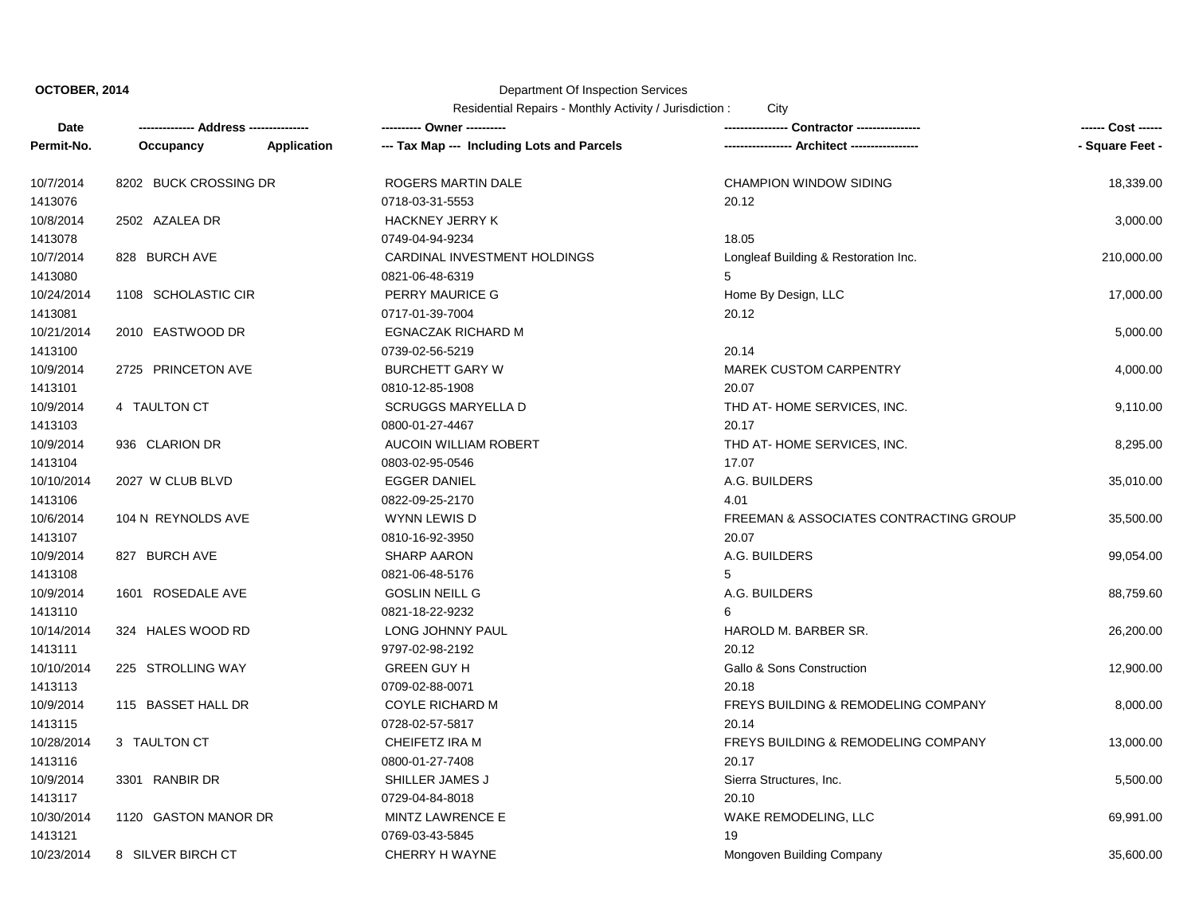**OCTOBER, 2014**

Department Of Inspection Services

Residential Repairs - Monthly Activity / Jurisdiction : City

| Date / Permit-No. | Address / Occupancy / Application | Owner / Tax Map --- Including Lots and Parcels | Contractor / Architect | Cost / Square Feet |
|---|---|---|---|---|
| 10/7/2014<br>1413076 | 8202 BUCK CROSSING DR | ROGERS MARTIN DALE<br>0718-03-31-5553 | CHAMPION WINDOW SIDING<br>20.12 | 18,339.00 |
| 10/8/2014<br>1413078 | 2502 AZALEA DR | HACKNEY JERRY K<br>0749-04-94-9234 | <br>18.05 | 3,000.00 |
| 10/7/2014<br>1413080 | 828 BURCH AVE | CARDINAL INVESTMENT HOLDINGS<br>0821-06-48-6319 | Longleaf Building & Restoration Inc.<br>5 | 210,000.00 |
| 10/24/2014<br>1413081 | 1108 SCHOLASTIC CIR | PERRY MAURICE G<br>0717-01-39-7004 | Home By Design, LLC<br>20.12 | 17,000.00 |
| 10/21/2014<br>1413100 | 2010 EASTWOOD DR | EGNACZAK RICHARD M<br>0739-02-56-5219 | <br>20.14 | 5,000.00 |
| 10/9/2014<br>1413101 | 2725 PRINCETON AVE | BURCHETT GARY W<br>0810-12-85-1908 | MAREK CUSTOM CARPENTRY<br>20.07 | 4,000.00 |
| 10/9/2014<br>1413103 | 4 TAULTON CT | SCRUGGS MARYELLA D<br>0800-01-27-4467 | THD AT- HOME SERVICES, INC.<br>20.17 | 9,110.00 |
| 10/9/2014<br>1413104 | 936 CLARION DR | AUCOIN WILLIAM ROBERT<br>0803-02-95-0546 | THD AT- HOME SERVICES, INC.<br>17.07 | 8,295.00 |
| 10/10/2014<br>1413106 | 2027 W CLUB BLVD | EGGER DANIEL<br>0822-09-25-2170 | A.G. BUILDERS<br>4.01 | 35,010.00 |
| 10/6/2014<br>1413107 | 104 N REYNOLDS AVE | WYNN LEWIS D<br>0810-16-92-3950 | FREEMAN & ASSOCIATES CONTRACTING GROUP<br>20.07 | 35,500.00 |
| 10/9/2014<br>1413108 | 827 BURCH AVE | SHARP AARON<br>0821-06-48-5176 | A.G. BUILDERS<br>5 | 99,054.00 |
| 10/9/2014<br>1413110 | 1601 ROSEDALE AVE | GOSLIN NEILL G<br>0821-18-22-9232 | A.G. BUILDERS<br>6 | 88,759.60 |
| 10/14/2014<br>1413111 | 324 HALES WOOD RD | LONG JOHNNY PAUL<br>9797-02-98-2192 | HAROLD M. BARBER SR.<br>20.12 | 26,200.00 |
| 10/10/2014<br>1413113 | 225 STROLLING WAY | GREEN GUY H<br>0709-02-88-0071 | Gallo & Sons Construction<br>20.18 | 12,900.00 |
| 10/9/2014<br>1413115 | 115 BASSET HALL DR | COYLE RICHARD M<br>0728-02-57-5817 | FREYS BUILDING & REMODELING COMPANY<br>20.14 | 8,000.00 |
| 10/28/2014<br>1413116 | 3 TAULTON CT | CHEIFETZ IRA M<br>0800-01-27-7408 | FREYS BUILDING & REMODELING COMPANY<br>20.17 | 13,000.00 |
| 10/9/2014<br>1413117 | 3301 RANBIR DR | SHILLER JAMES J<br>0729-04-84-8018 | Sierra Structures, Inc.<br>20.10 | 5,500.00 |
| 10/30/2014<br>1413121 | 1120 GASTON MANOR DR | MINTZ LAWRENCE E<br>0769-03-43-5845 | WAKE REMODELING, LLC<br>19 | 69,991.00 |
| 10/23/2014 | 8 SILVER BIRCH CT | CHERRY H WAYNE | Mongoven Building Company | 35,600.00 |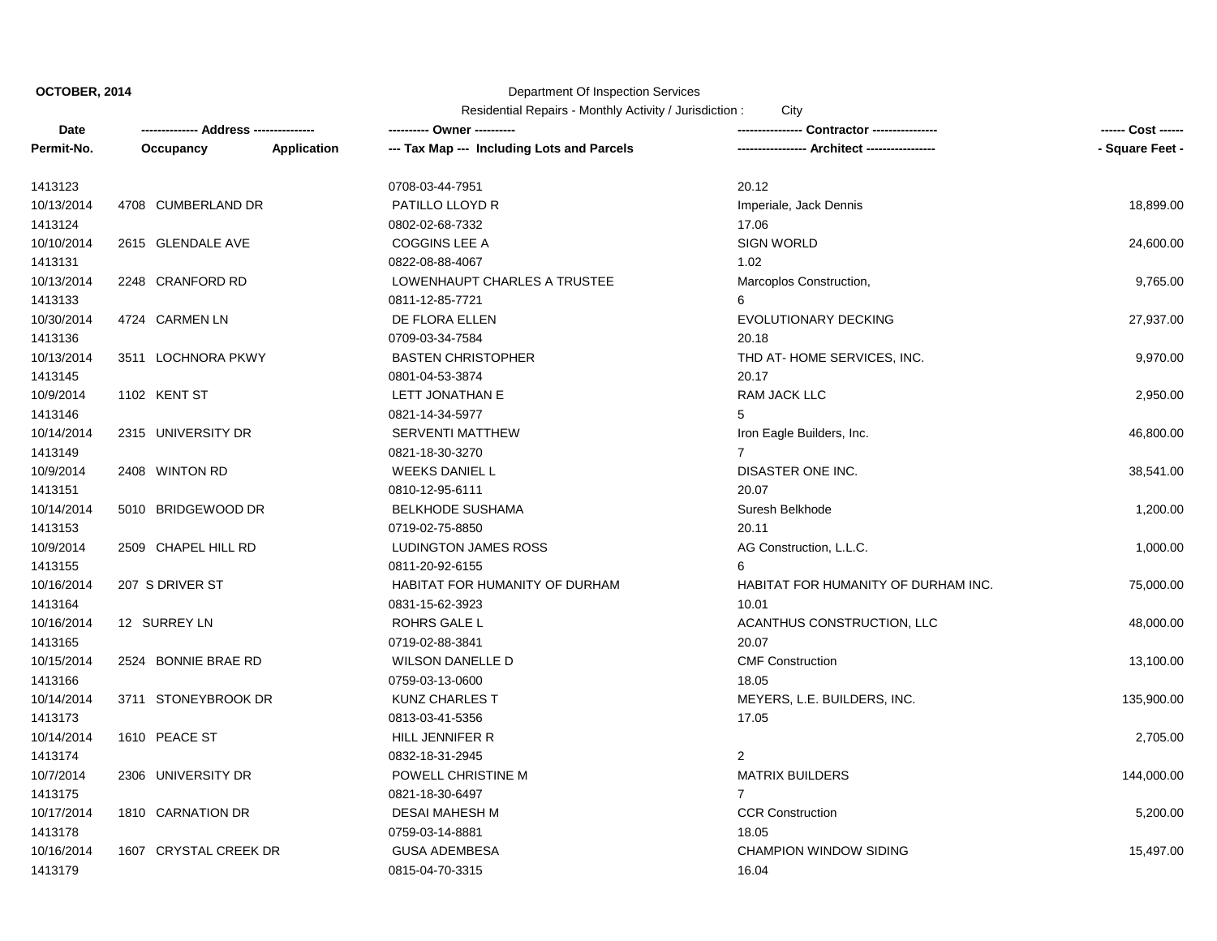**OCTOBER, 2014**

Department Of Inspection Services

Residential Repairs - Monthly Activity / Jurisdiction : City

| Date | ------------- Address -------------- | | ---------- Owner ---------- | --------------- Contractor ---------------- | ------ Cost ------ |
|---|---|---|---|---|---|
| Permit-No. | Occupancy | Application | --- Tax Map --- Including Lots and Parcels | ---------------- Architect ---------------- | - Square Feet - |
| 1413123 | | | 0708-03-44-7951 | 20.12 | |
| 10/13/2014 | 4708 CUMBERLAND DR | | PATILLO LLOYD R | Imperiale, Jack Dennis | 18,899.00 |
| 1413124 | | | 0802-02-68-7332 | 17.06 | |
| 10/10/2014 | 2615 GLENDALE AVE | | COGGINS LEE A | SIGN WORLD | 24,600.00 |
| 1413131 | | | 0822-08-88-4067 | 1.02 | |
| 10/13/2014 | 2248 CRANFORD RD | | LOWENHAUPT CHARLES A TRUSTEE | Marcoplos Construction, | 9,765.00 |
| 1413133 | | | 0811-12-85-7721 | 6 | |
| 10/30/2014 | 4724 CARMEN LN | | DE FLORA ELLEN | EVOLUTIONARY DECKING | 27,937.00 |
| 1413136 | | | 0709-03-34-7584 | 20.18 | |
| 10/13/2014 | 3511 LOCHNORA PKWY | | BASTEN CHRISTOPHER | THD AT- HOME SERVICES, INC. | 9,970.00 |
| 1413145 | | | 0801-04-53-3874 | 20.17 | |
| 10/9/2014 | 1102 KENT ST | | LETT JONATHAN E | RAM JACK LLC | 2,950.00 |
| 1413146 | | | 0821-14-34-5977 | 5 | |
| 10/14/2014 | 2315 UNIVERSITY DR | | SERVENTI MATTHEW | Iron Eagle Builders, Inc. | 46,800.00 |
| 1413149 | | | 0821-18-30-3270 | 7 | |
| 10/9/2014 | 2408 WINTON RD | | WEEKS DANIEL L | DISASTER ONE INC. | 38,541.00 |
| 1413151 | | | 0810-12-95-6111 | 20.07 | |
| 10/14/2014 | 5010 BRIDGEWOOD DR | | BELKHODE SUSHAMA | Suresh Belkhode | 1,200.00 |
| 1413153 | | | 0719-02-75-8850 | 20.11 | |
| 10/9/2014 | 2509 CHAPEL HILL RD | | LUDINGTON JAMES ROSS | AG Construction, L.L.C. | 1,000.00 |
| 1413155 | | | 0811-20-92-6155 | 6 | |
| 10/16/2014 | 207 S DRIVER ST | | HABITAT FOR HUMANITY OF DURHAM | HABITAT FOR HUMANITY OF DURHAM INC. | 75,000.00 |
| 1413164 | | | 0831-15-62-3923 | 10.01 | |
| 10/16/2014 | 12 SURREY LN | | ROHRS GALE L | ACANTHUS CONSTRUCTION, LLC | 48,000.00 |
| 1413165 | | | 0719-02-88-3841 | 20.07 | |
| 10/15/2014 | 2524 BONNIE BRAE RD | | WILSON DANELLE D | CMF Construction | 13,100.00 |
| 1413166 | | | 0759-03-13-0600 | 18.05 | |
| 10/14/2014 | 3711 STONEYBROOK DR | | KUNZ CHARLES T | MEYERS, L.E. BUILDERS, INC. | 135,900.00 |
| 1413173 | | | 0813-03-41-5356 | 17.05 | |
| 10/14/2014 | 1610 PEACE ST | | HILL JENNIFER R | | 2,705.00 |
| 1413174 | | | 0832-18-31-2945 | 2 | |
| 10/7/2014 | 2306 UNIVERSITY DR | | POWELL CHRISTINE M | MATRIX BUILDERS | 144,000.00 |
| 1413175 | | | 0821-18-30-6497 | 7 | |
| 10/17/2014 | 1810 CARNATION DR | | DESAI MAHESH M | CCR Construction | 5,200.00 |
| 1413178 | | | 0759-03-14-8881 | 18.05 | |
| 10/16/2014 | 1607 CRYSTAL CREEK DR | | GUSA ADEMBESA | CHAMPION WINDOW SIDING | 15,497.00 |
| 1413179 | | | 0815-04-70-3315 | 16.04 | |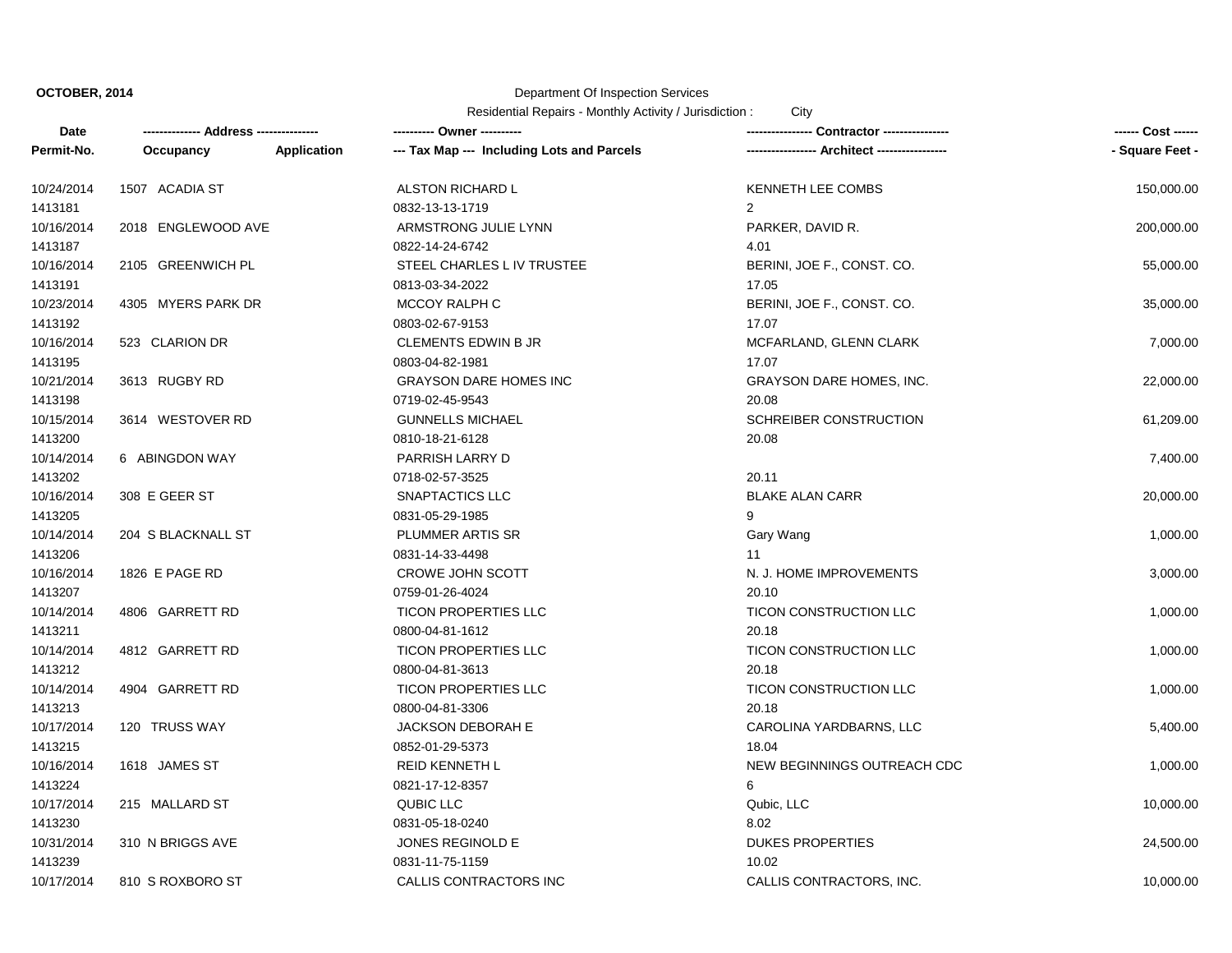**OCTOBER, 2014**

Department Of Inspection Services

Residential Repairs - Monthly Activity / Jurisdiction : City

| Date / Permit-No. | Address / Occupancy | Application | Owner / Tax Map (Including Lots and Parcels) | Contractor / Architect | Cost / Square Feet |
|---|---|---|---|---|---|
| 10/24/2014 | 1507 ACADIA ST | | ALSTON RICHARD L | KENNETH LEE COMBS | 150,000.00 |
| 1413181 | | | 0832-13-13-1719 | 2 | |
| 10/16/2014 | 2018 ENGLEWOOD AVE | | ARMSTRONG JULIE LYNN | PARKER, DAVID R. | 200,000.00 |
| 1413187 | | | 0822-14-24-6742 | 4.01 | |
| 10/16/2014 | 2105 GREENWICH PL | | STEEL CHARLES L IV TRUSTEE | BERINI, JOE F., CONST. CO. | 55,000.00 |
| 1413191 | | | 0813-03-34-2022 | 17.05 | |
| 10/23/2014 | 4305 MYERS PARK DR | | MCCOY RALPH C | BERINI, JOE F., CONST. CO. | 35,000.00 |
| 1413192 | | | 0803-02-67-9153 | 17.07 | |
| 10/16/2014 | 523 CLARION DR | | CLEMENTS EDWIN B JR | MCFARLAND, GLENN CLARK | 7,000.00 |
| 1413195 | | | 0803-04-82-1981 | 17.07 | |
| 10/21/2014 | 3613 RUGBY RD | | GRAYSON DARE HOMES INC | GRAYSON DARE HOMES, INC. | 22,000.00 |
| 1413198 | | | 0719-02-45-9543 | 20.08 | |
| 10/15/2014 | 3614 WESTOVER RD | | GUNNELLS MICHAEL | SCHREIBER CONSTRUCTION | 61,209.00 |
| 1413200 | | | 0810-18-21-6128 | 20.08 | |
| 10/14/2014 | 6 ABINGDON WAY | | PARRISH LARRY D | | 7,400.00 |
| 1413202 | | | 0718-02-57-3525 | 20.11 | |
| 10/16/2014 | 308 E GEER ST | | SNAPTACTICS LLC | BLAKE ALAN CARR | 20,000.00 |
| 1413205 | | | 0831-05-29-1985 | 9 | |
| 10/14/2014 | 204 S BLACKNALL ST | | PLUMMER ARTIS SR | Gary Wang | 1,000.00 |
| 1413206 | | | 0831-14-33-4498 | 11 | |
| 10/16/2014 | 1826 E PAGE RD | | CROWE JOHN SCOTT | N. J. HOME IMPROVEMENTS | 3,000.00 |
| 1413207 | | | 0759-01-26-4024 | 20.10 | |
| 10/14/2014 | 4806 GARRETT RD | | TICON PROPERTIES LLC | TICON CONSTRUCTION LLC | 1,000.00 |
| 1413211 | | | 0800-04-81-1612 | 20.18 | |
| 10/14/2014 | 4812 GARRETT RD | | TICON PROPERTIES LLC | TICON CONSTRUCTION LLC | 1,000.00 |
| 1413212 | | | 0800-04-81-3613 | 20.18 | |
| 10/14/2014 | 4904 GARRETT RD | | TICON PROPERTIES LLC | TICON CONSTRUCTION LLC | 1,000.00 |
| 1413213 | | | 0800-04-81-3306 | 20.18 | |
| 10/17/2014 | 120 TRUSS WAY | | JACKSON DEBORAH E | CAROLINA YARDBARNS, LLC | 5,400.00 |
| 1413215 | | | 0852-01-29-5373 | 18.04 | |
| 10/16/2014 | 1618 JAMES ST | | REID KENNETH L | NEW BEGINNINGS OUTREACH CDC | 1,000.00 |
| 1413224 | | | 0821-17-12-8357 | 6 | |
| 10/17/2014 | 215 MALLARD ST | | QUBIC LLC | Qubic, LLC | 10,000.00 |
| 1413230 | | | 0831-05-18-0240 | 8.02 | |
| 10/31/2014 | 310 N BRIGGS AVE | | JONES REGINOLD E | DUKES PROPERTIES | 24,500.00 |
| 1413239 | | | 0831-11-75-1159 | 10.02 | |
| 10/17/2014 | 810 S ROXBORO ST | | CALLIS CONTRACTORS INC | CALLIS CONTRACTORS, INC. | 10,000.00 |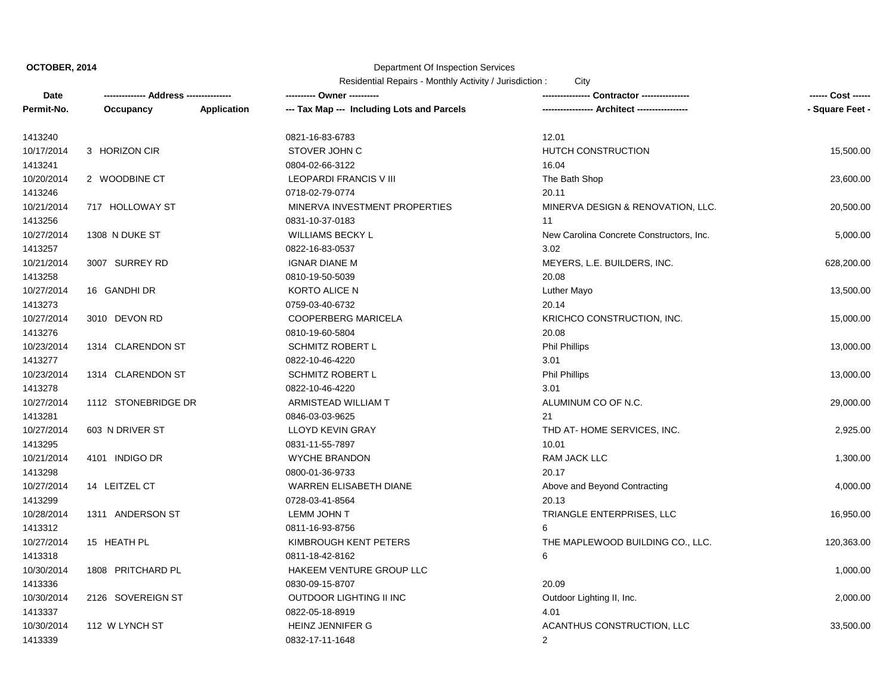**OCTOBER, 2014**

Department Of Inspection Services

Residential Repairs - Monthly Activity / Jurisdiction : City

| Date / Permit-No. | ------------- Address -------------- / Occupancy | Application | ---------- Owner ---------- / --- Tax Map --- Including Lots and Parcels | --------------- Contractor ---------------- / ---------------- Architect ----------------- | ------ Cost ------ / - Square Feet - |
|---|---|---|---|---|---|
| 1413240 | | | 0821-16-83-6783 | 12.01 | |
| 10/17/2014 | 3 HORIZON CIR | | STOVER JOHN C | HUTCH CONSTRUCTION | 15,500.00 |
| 1413241 | | | 0804-02-66-3122 | 16.04 | |
| 10/20/2014 | 2 WOODBINE CT | | LEOPARDI FRANCIS V III | The Bath Shop | 23,600.00 |
| 1413246 | | | 0718-02-79-0774 | 20.11 | |
| 10/21/2014 | 717 HOLLOWAY ST | | MINERVA INVESTMENT PROPERTIES | MINERVA DESIGN & RENOVATION, LLC. | 20,500.00 |
| 1413256 | | | 0831-10-37-0183 | 11 | |
| 10/27/2014 | 1308 N DUKE ST | | WILLIAMS BECKY L | New Carolina Concrete Constructors, Inc. | 5,000.00 |
| 1413257 | | | 0822-16-83-0537 | 3.02 | |
| 10/21/2014 | 3007 SURREY RD | | IGNAR DIANE M | MEYERS, L.E. BUILDERS, INC. | 628,200.00 |
| 1413258 | | | 0810-19-50-5039 | 20.08 | |
| 10/27/2014 | 16 GANDHI DR | | KORTO ALICE N | Luther Mayo | 13,500.00 |
| 1413273 | | | 0759-03-40-6732 | 20.14 | |
| 10/27/2014 | 3010 DEVON RD | | COOPERBERG MARICELA | KRICHCO CONSTRUCTION, INC. | 15,000.00 |
| 1413276 | | | 0810-19-60-5804 | 20.08 | |
| 10/23/2014 | 1314 CLARENDON ST | | SCHMITZ ROBERT L | Phil Phillips | 13,000.00 |
| 1413277 | | | 0822-10-46-4220 | 3.01 | |
| 10/23/2014 | 1314 CLARENDON ST | | SCHMITZ ROBERT L | Phil Phillips | 13,000.00 |
| 1413278 | | | 0822-10-46-4220 | 3.01 | |
| 10/27/2014 | 1112 STONEBRIDGE DR | | ARMISTEAD WILLIAM T | ALUMINUM CO OF N.C. | 29,000.00 |
| 1413281 | | | 0846-03-03-9625 | 21 | |
| 10/27/2014 | 603 N DRIVER ST | | LLOYD KEVIN GRAY | THD AT- HOME SERVICES, INC. | 2,925.00 |
| 1413295 | | | 0831-11-55-7897 | 10.01 | |
| 10/21/2014 | 4101 INDIGO DR | | WYCHE BRANDON | RAM JACK LLC | 1,300.00 |
| 1413298 | | | 0800-01-36-9733 | 20.17 | |
| 10/27/2014 | 14 LEITZEL CT | | WARREN ELISABETH DIANE | Above and Beyond Contracting | 4,000.00 |
| 1413299 | | | 0728-03-41-8564 | 20.13 | |
| 10/28/2014 | 1311 ANDERSON ST | | LEMM JOHN T | TRIANGLE ENTERPRISES, LLC | 16,950.00 |
| 1413312 | | | 0811-16-93-8756 | 6 | |
| 10/27/2014 | 15 HEATH PL | | KIMBROUGH KENT PETERS | THE MAPLEWOOD BUILDING CO., LLC. | 120,363.00 |
| 1413318 | | | 0811-18-42-8162 | 6 | |
| 10/30/2014 | 1808 PRITCHARD PL | | HAKEEM VENTURE GROUP LLC | | 1,000.00 |
| 1413336 | | | 0830-09-15-8707 | 20.09 | |
| 10/30/2014 | 2126 SOVEREIGN ST | | OUTDOOR LIGHTING II INC | Outdoor Lighting II, Inc. | 2,000.00 |
| 1413337 | | | 0822-05-18-8919 | 4.01 | |
| 10/30/2014 | 112 W LYNCH ST | | HEINZ JENNIFER G | ACANTHUS CONSTRUCTION, LLC | 33,500.00 |
| 1413339 | | | 0832-17-11-1648 | 2 | |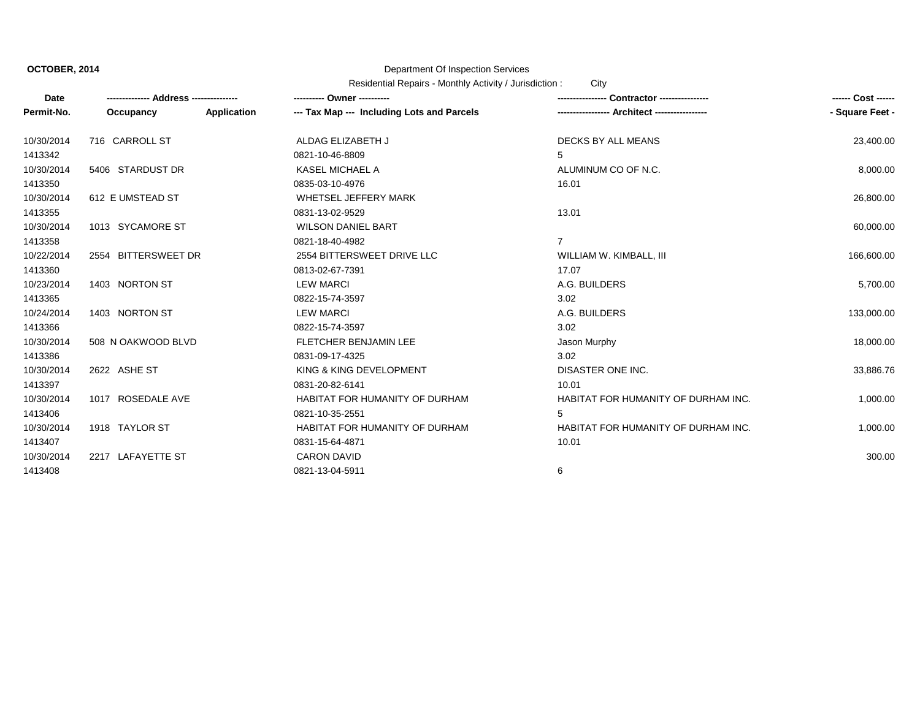**OCTOBER, 2014**

Department Of Inspection Services

Residential Repairs - Monthly Activity / Jurisdiction : City

| Date / Permit-No. | Address / Occupancy | Application | Owner / Tax Map --- Including Lots and Parcels | Contractor / Architect | Cost / Square Feet |
|---|---|---|---|---|---|
| 10/30/2014 | 716 CARROLL ST | | ALDAG ELIZABETH J | DECKS BY ALL MEANS | 23,400.00 |
| 1413342 | | | 0821-10-46-8809 | 5 | |
| 10/30/2014 | 5406 STARDUST DR | | KASEL MICHAEL A | ALUMINUM CO OF N.C. | 8,000.00 |
| 1413350 | | | 0835-03-10-4976 | 16.01 | |
| 10/30/2014 | 612 E UMSTEAD ST | | WHETSEL JEFFERY MARK | | 26,800.00 |
| 1413355 | | | 0831-13-02-9529 | 13.01 | |
| 10/30/2014 | 1013 SYCAMORE ST | | WILSON DANIEL BART | | 60,000.00 |
| 1413358 | | | 0821-18-40-4982 | 7 | |
| 10/22/2014 | 2554 BITTERSWEET DR | | 2554 BITTERSWEET DRIVE LLC | WILLIAM W. KIMBALL, III | 166,600.00 |
| 1413360 | | | 0813-02-67-7391 | 17.07 | |
| 10/23/2014 | 1403 NORTON ST | | LEW MARCI | A.G. BUILDERS | 5,700.00 |
| 1413365 | | | 0822-15-74-3597 | 3.02 | |
| 10/24/2014 | 1403 NORTON ST | | LEW MARCI | A.G. BUILDERS | 133,000.00 |
| 1413366 | | | 0822-15-74-3597 | 3.02 | |
| 10/30/2014 | 508 N OAKWOOD BLVD | | FLETCHER BENJAMIN LEE | Jason Murphy | 18,000.00 |
| 1413386 | | | 0831-09-17-4325 | 3.02 | |
| 10/30/2014 | 2622 ASHE ST | | KING & KING DEVELOPMENT | DISASTER ONE INC. | 33,886.76 |
| 1413397 | | | 0831-20-82-6141 | 10.01 | |
| 10/30/2014 | 1017 ROSEDALE AVE | | HABITAT FOR HUMANITY OF DURHAM | HABITAT FOR HUMANITY OF DURHAM INC. | 1,000.00 |
| 1413406 | | | 0821-10-35-2551 | 5 | |
| 10/30/2014 | 1918 TAYLOR ST | | HABITAT FOR HUMANITY OF DURHAM | HABITAT FOR HUMANITY OF DURHAM INC. | 1,000.00 |
| 1413407 | | | 0831-15-64-4871 | 10.01 | |
| 10/30/2014 | 2217 LAFAYETTE ST | | CARON DAVID | | 300.00 |
| 1413408 | | | 0821-13-04-5911 | 6 | |